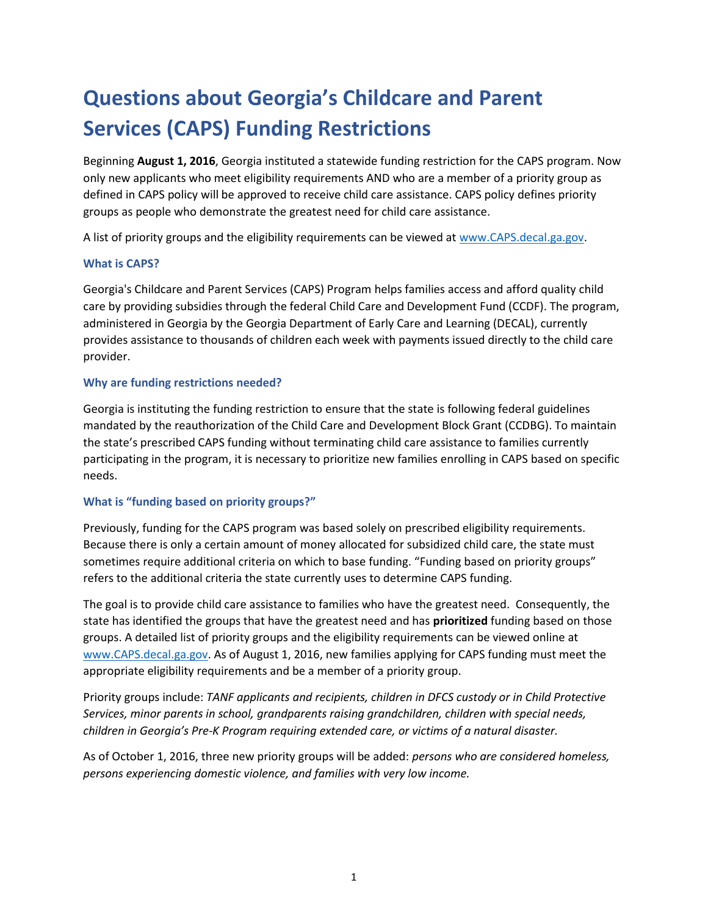# Questions about Georgia's Childcare and Parent Services (CAPS) Funding Restrictions

Beginning **August 1, 2016**, Georgia instituted a statewide funding restriction for the CAPS program. Now only new applicants who meet eligibility requirements AND who are a member of a priority group as defined in CAPS policy will be approved to receive child care assistance. CAPS policy defines priority groups as people who demonstrate the greatest need for child care assistance.

A list of priority groups and the eligibility requirements can be viewed at www.CAPS.decal.ga.gov.

### What is CAPS?

Georgia's Childcare and Parent Services (CAPS) Program helps families access and afford quality child care by providing subsidies through the federal Child Care and Development Fund (CCDF). The program, administered in Georgia by the Georgia Department of Early Care and Learning (DECAL), currently provides assistance to thousands of children each week with payments issued directly to the child care provider.

### Why are funding restrictions needed?

Georgia is instituting the funding restriction to ensure that the state is following federal guidelines mandated by the reauthorization of the Child Care and Development Block Grant (CCDBG). To maintain the state's prescribed CAPS funding without terminating child care assistance to families currently participating in the program, it is necessary to prioritize new families enrolling in CAPS based on specific needs.

### What is "funding based on priority groups?"

Previously, funding for the CAPS program was based solely on prescribed eligibility requirements. Because there is only a certain amount of money allocated for subsidized child care, the state must sometimes require additional criteria on which to base funding. "Funding based on priority groups" refers to the additional criteria the state currently uses to determine CAPS funding.

The goal is to provide child care assistance to families who have the greatest need. Consequently, the state has identified the groups that have the greatest need and has **prioritized** funding based on those groups. A detailed list of priority groups and the eligibility requirements can be viewed online at www.CAPS.decal.ga.gov. As of August 1, 2016, new families applying for CAPS funding must meet the appropriate eligibility requirements and be a member of a priority group.

Priority groups include: *TANF applicants and recipients, children in DFCS custody or in Child Protective Services, minor parents in school, grandparents raising grandchildren, children with special needs, children in Georgia's Pre-K Program requiring extended care, or victims of a natural disaster.*

As of October 1, 2016, three new priority groups will be added: *persons who are considered homeless, persons experiencing domestic violence, and families with very low income.*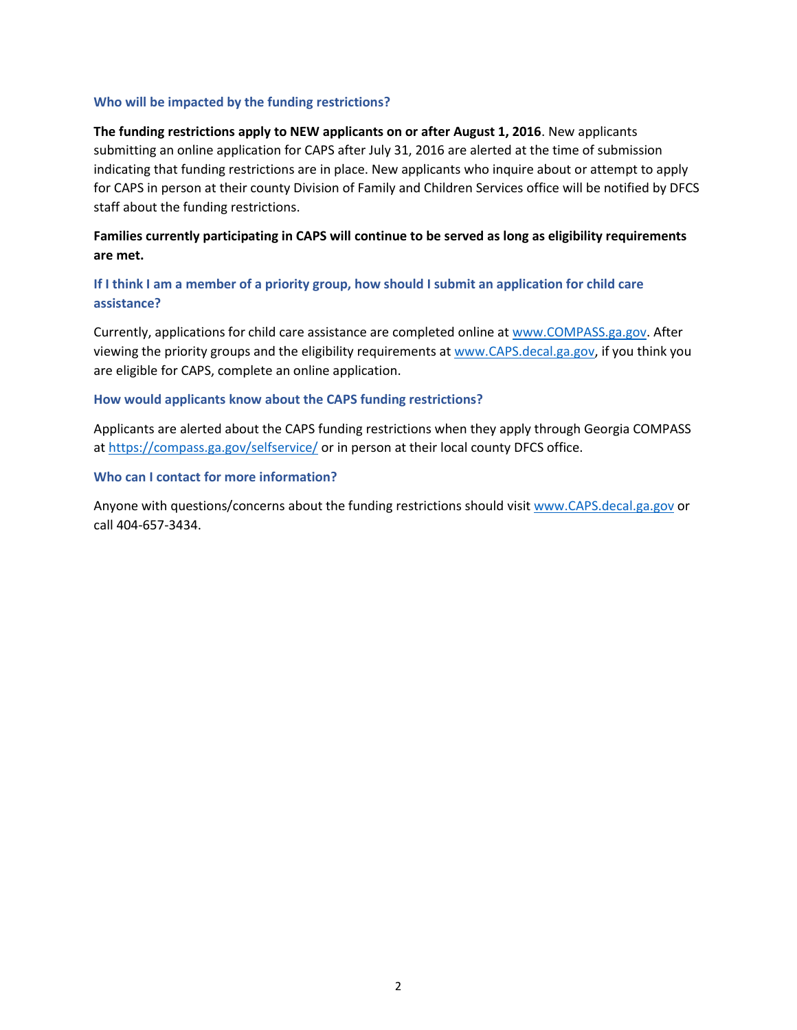### Who will be impacted by the funding restrictions?

**The funding restrictions apply to NEW applicants on or after August 1, 2016**. New applicants submitting an online application for CAPS after July 31, 2016 are alerted at the time of submission indicating that funding restrictions are in place. New applicants who inquire about or attempt to apply for CAPS in person at their county Division of Family and Children Services office will be notified by DFCS staff about the funding restrictions.

**Families currently participating in CAPS will continue to be served as long as eligibility requirements are met.**

### If I think I am a member of a priority group, how should I submit an application for child care assistance?

Currently, applications for child care assistance are completed online at www.COMPASS.ga.gov. After viewing the priority groups and the eligibility requirements at www.CAPS.decal.ga.gov, if you think you are eligible for CAPS, complete an online application.

### How would applicants know about the CAPS funding restrictions?

Applicants are alerted about the CAPS funding restrictions when they apply through Georgia COMPASS at https://compass.ga.gov/selfservice/ or in person at their local county DFCS office.

### Who can I contact for more information?

Anyone with questions/concerns about the funding restrictions should visit www.CAPS.decal.ga.gov or call 404-657-3434.